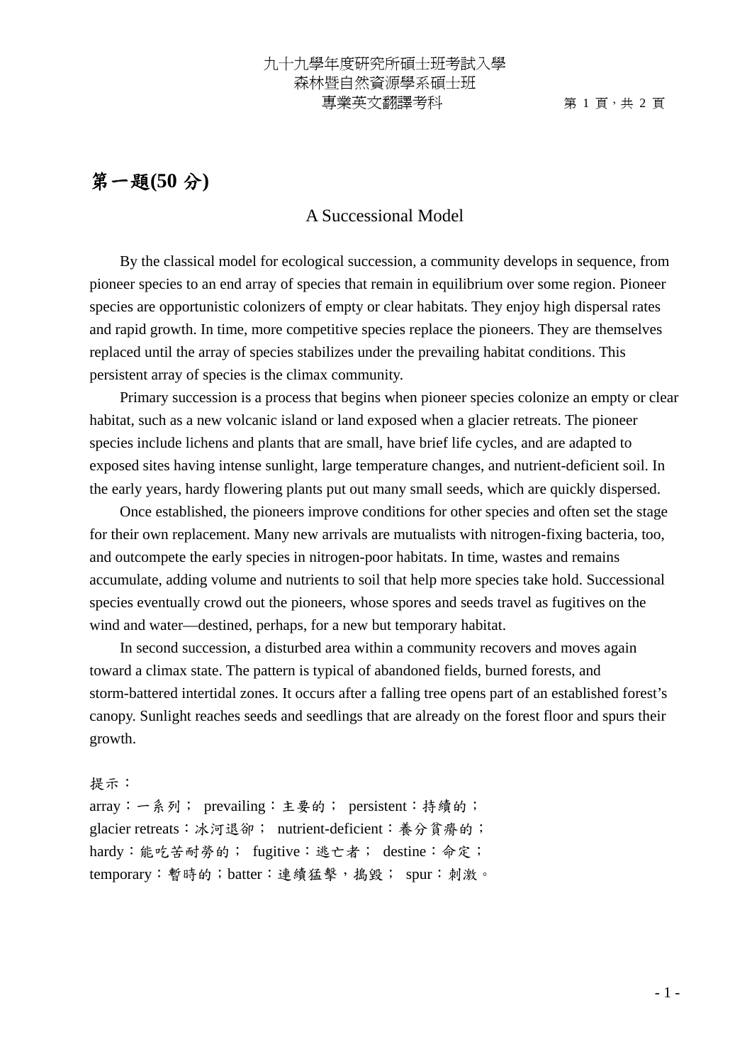九十九學年度研究所碩士班考試入學
森林暨自然資源學系碩士班
專業英文翻譯考科

## 第一題(50 分)

### A Successional Model

By the classical model for ecological succession, a community develops in sequence, from pioneer species to an end array of species that remain in equilibrium over some region. Pioneer species are opportunistic colonizers of empty or clear habitats. They enjoy high dispersal rates and rapid growth. In time, more competitive species replace the pioneers. They are themselves replaced until the array of species stabilizes under the prevailing habitat conditions. This persistent array of species is the climax community.

Primary succession is a process that begins when pioneer species colonize an empty or clear habitat, such as a new volcanic island or land exposed when a glacier retreats. The pioneer species include lichens and plants that are small, have brief life cycles, and are adapted to exposed sites having intense sunlight, large temperature changes, and nutrient-deficient soil. In the early years, hardy flowering plants put out many small seeds, which are quickly dispersed.

Once established, the pioneers improve conditions for other species and often set the stage for their own replacement. Many new arrivals are mutualists with nitrogen-fixing bacteria, too, and outcompete the early species in nitrogen-poor habitats. In time, wastes and remains accumulate, adding volume and nutrients to soil that help more species take hold. Successional species eventually crowd out the pioneers, whose spores and seeds travel as fugitives on the wind and water—destined, perhaps, for a new but temporary habitat.

In second succession, a disturbed area within a community recovers and moves again toward a climax state. The pattern is typical of abandoned fields, burned forests, and storm-battered intertidal zones. It occurs after a falling tree opens part of an established forest's canopy. Sunlight reaches seeds and seedlings that are already on the forest floor and spurs their growth.

提示：
array：一系列； prevailing：主要的； persistent：持續的；
glacier retreats：冰河退卻； nutrient-deficient：養分貧瘠的；
hardy：能吃苦耐勞的； fugitive：逃亡者； destine：命定；
temporary：暫時的；batter：連續猛擊，搗毀； spur：刺激。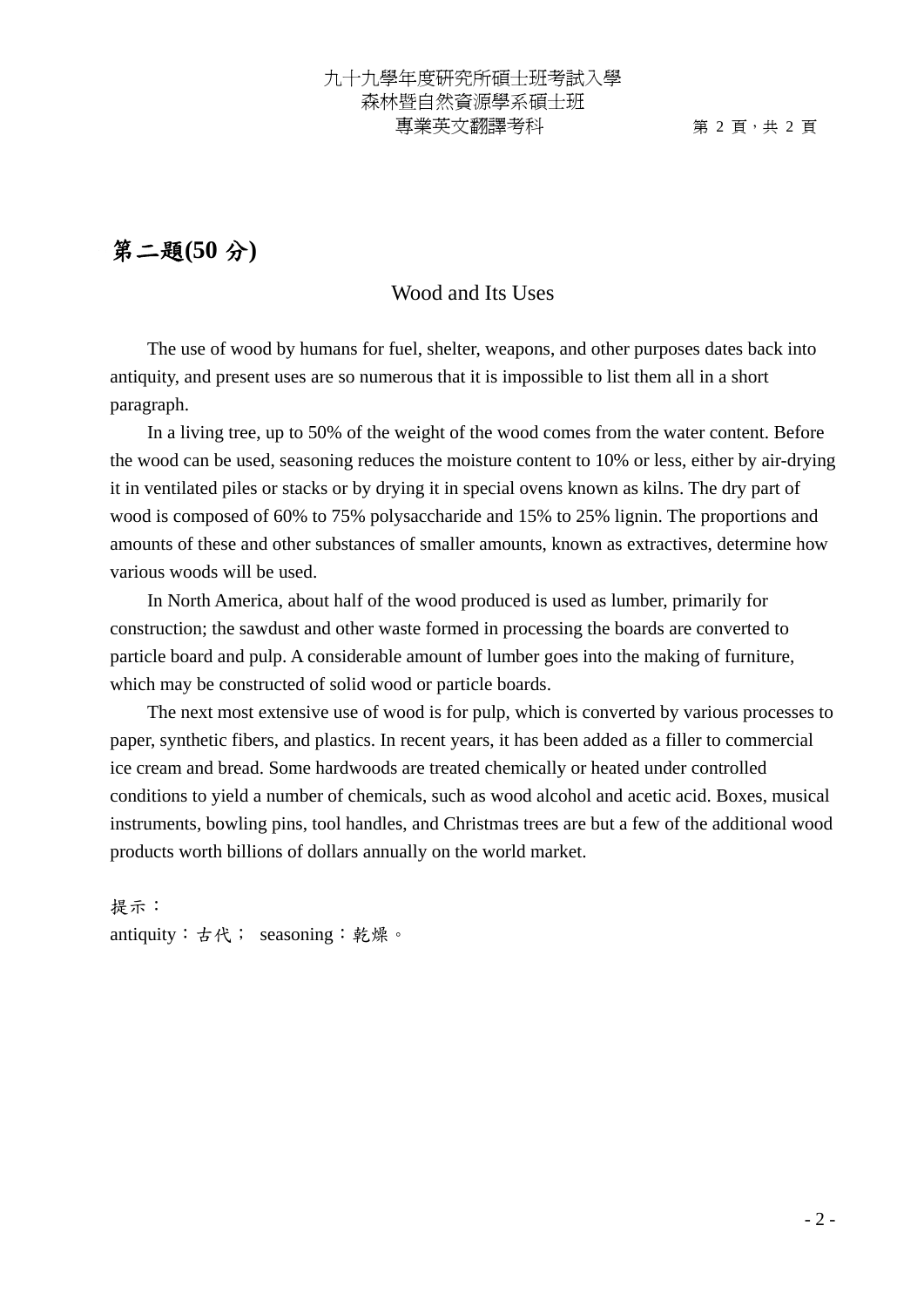## 第二題(50 分)

### Wood and Its Uses

The use of wood by humans for fuel, shelter, weapons, and other purposes dates back into antiquity, and present uses are so numerous that it is impossible to list them all in a short paragraph.

In a living tree, up to 50% of the weight of the wood comes from the water content. Before the wood can be used, seasoning reduces the moisture content to 10% or less, either by air-drying it in ventilated piles or stacks or by drying it in special ovens known as kilns. The dry part of wood is composed of 60% to 75% polysaccharide and 15% to 25% lignin. The proportions and amounts of these and other substances of smaller amounts, known as extractives, determine how various woods will be used.

In North America, about half of the wood produced is used as lumber, primarily for construction; the sawdust and other waste formed in processing the boards are converted to particle board and pulp. A considerable amount of lumber goes into the making of furniture, which may be constructed of solid wood or particle boards.

The next most extensive use of wood is for pulp, which is converted by various processes to paper, synthetic fibers, and plastics. In recent years, it has been added as a filler to commercial ice cream and bread. Some hardwoods are treated chemically or heated under controlled conditions to yield a number of chemicals, such as wood alcohol and acetic acid. Boxes, musical instruments, bowling pins, tool handles, and Christmas trees are but a few of the additional wood products worth billions of dollars annually on the world market.

提示：

antiquity：古代； seasoning：乾燥。